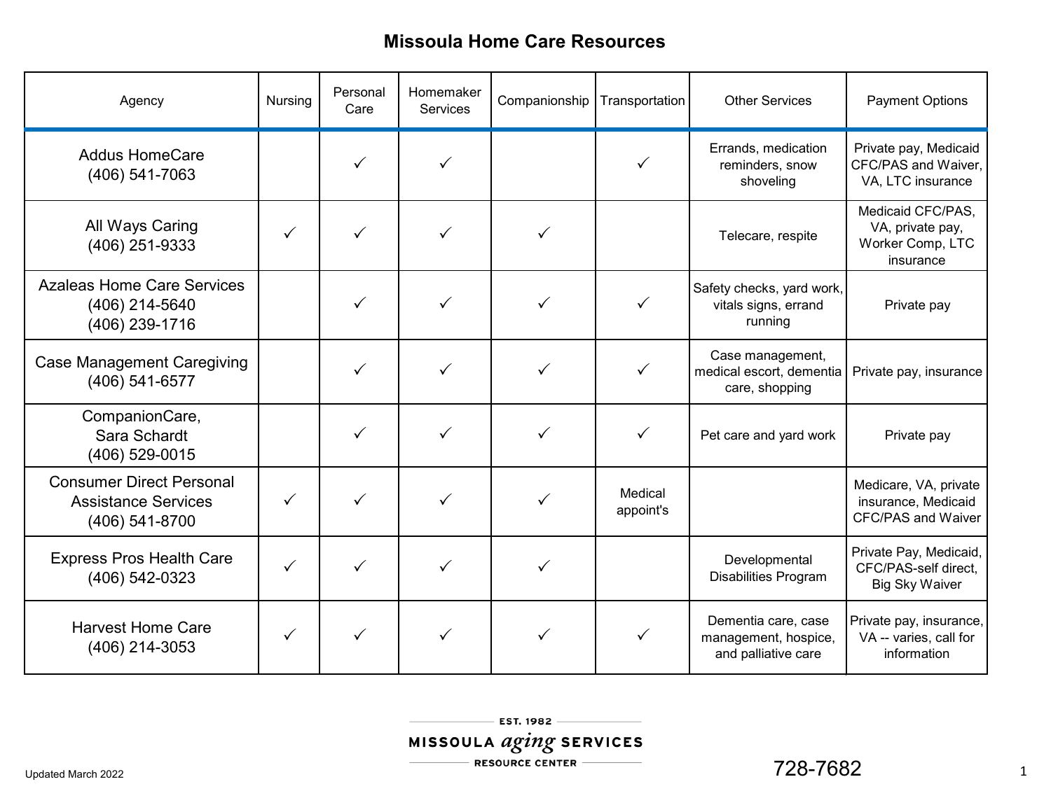# Missoula Home Care Resources

| Agency | Nursing | Personal Care | Homemaker Services | Companionship | Transportation | Other Services | Payment Options |
|---|---|---|---|---|---|---|---|
| Addus HomeCare (406) 541-7063 | | ✓ | ✓ | | ✓ | Errands, medication reminders, snow shoveling | Private pay, Medicaid CFC/PAS and Waiver, VA, LTC insurance |
| All Ways Caring (406) 251-9333 | ✓ | ✓ | ✓ | ✓ | | Telecare, respite | Medicaid CFC/PAS, VA, private pay, Worker Comp, LTC insurance |
| Azaleas Home Care Services (406) 214-5640 (406) 239-1716 | | ✓ | ✓ | ✓ | ✓ | Safety checks, yard work, vitals signs, errand running | Private pay |
| Case Management Caregiving (406) 541-6577 | | ✓ | ✓ | ✓ | ✓ | Case management, medical escort, dementia care, shopping | Private pay, insurance |
| CompanionCare, Sara Schardt (406) 529-0015 | | ✓ | ✓ | ✓ | ✓ | Pet care and yard work | Private pay |
| Consumer Direct Personal Assistance Services (406) 541-8700 | ✓ | ✓ | ✓ | ✓ | Medical appoint's | | Medicare, VA, private insurance, Medicaid CFC/PAS and Waiver |
| Express Pros Health Care (406) 542-0323 | ✓ | ✓ | ✓ | ✓ | | Developmental Disabilities Program | Private Pay, Medicaid, CFC/PAS-self direct, Big Sky Waiver |
| Harvest Home Care (406) 214-3053 | ✓ | ✓ | ✓ | ✓ | ✓ | Dementia care, case management, hospice, and palliative care | Private pay, insurance, VA -- varies, call for information |

Updated March 2022

EST. 1982 MISSOULA *aging* SERVICES RESOURCE CENTER 728-7682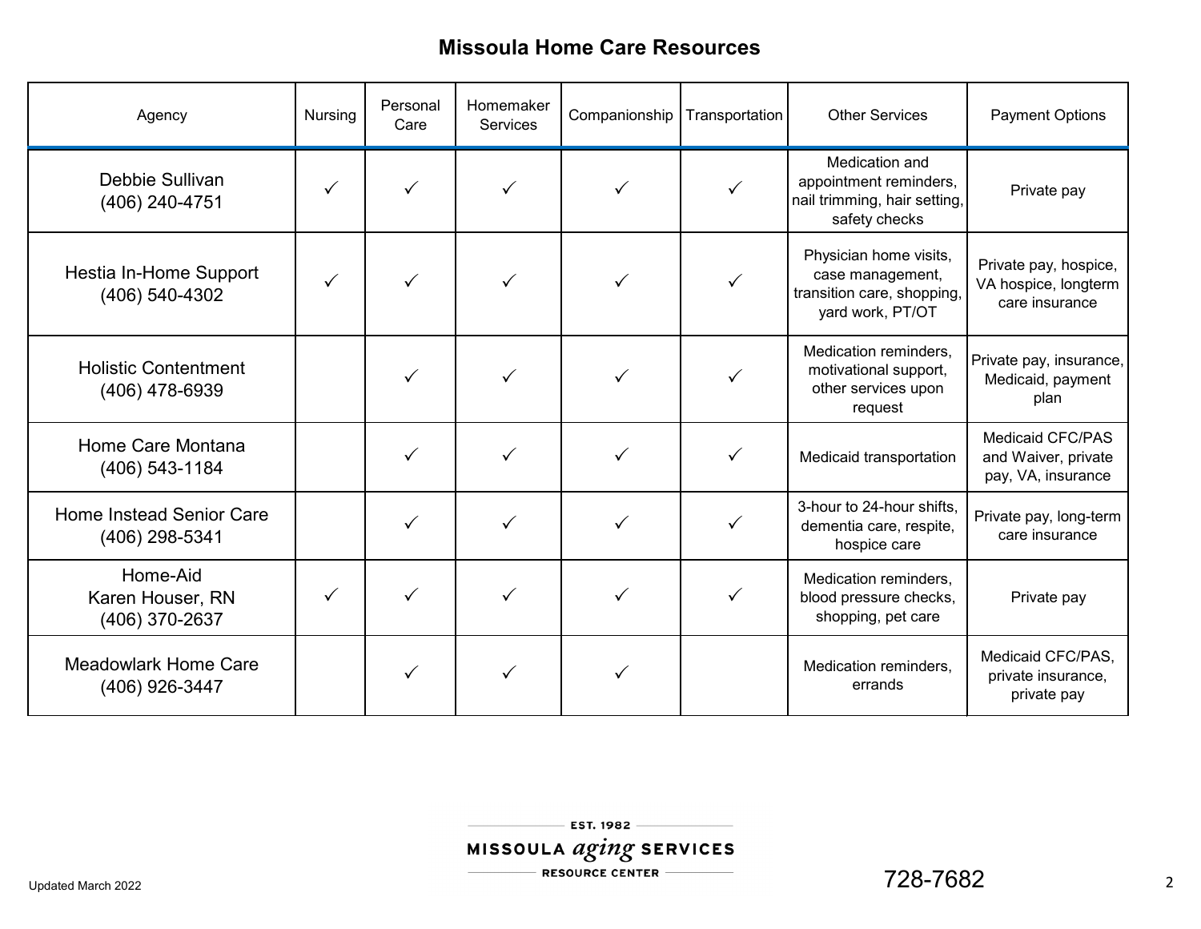# Missoula Home Care Resources

| Agency | Nursing | Personal Care | Homemaker Services | Companionship | Transportation | Other Services | Payment Options |
|---|---|---|---|---|---|---|---|
| Debbie Sullivan (406) 240-4751 | ✓ | ✓ | ✓ | ✓ | ✓ | Medication and appointment reminders, nail trimming, hair setting, safety checks | Private pay |
| Hestia In-Home Support (406) 540-4302 | ✓ | ✓ | ✓ | ✓ | ✓ | Physician home visits, case management, transition care, shopping, yard work, PT/OT | Private pay, hospice, VA hospice, longterm care insurance |
| Holistic Contentment (406) 478-6939 | | ✓ | ✓ | ✓ | ✓ | Medication reminders, motivational support, other services upon request | Private pay, insurance, Medicaid, payment plan |
| Home Care Montana (406) 543-1184 | | ✓ | ✓ | ✓ | ✓ | Medicaid transportation | Medicaid CFC/PAS and Waiver, private pay, VA, insurance |
| Home Instead Senior Care (406) 298-5341 | | ✓ | ✓ | ✓ | ✓ | 3-hour to 24-hour shifts, dementia care, respite, hospice care | Private pay, long-term care insurance |
| Home-Aid Karen Houser, RN (406) 370-2637 | ✓ | ✓ | ✓ | ✓ | ✓ | Medication reminders, blood pressure checks, shopping, pet care | Private pay |
| Meadowlark Home Care (406) 926-3447 | | ✓ | ✓ | ✓ | | Medication reminders, errands | Medicaid CFC/PAS, private insurance, private pay |

Updated March 2022

EST. 1982 MISSOULA *aging* SERVICES RESOURCE CENTER

728-7682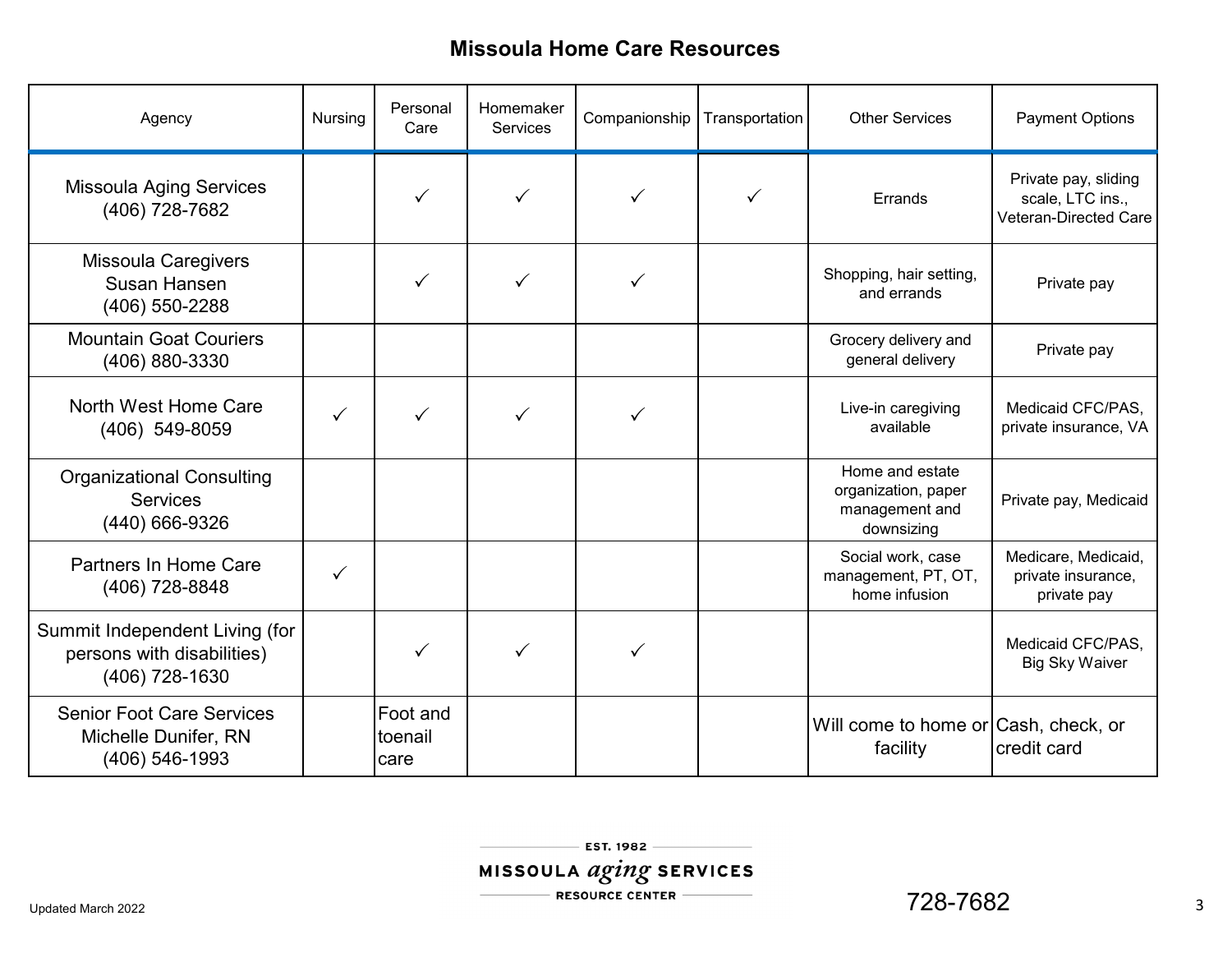# Missoula Home Care Resources

| Agency | Nursing | Personal Care | Homemaker Services | Companionship | Transportation | Other Services | Payment Options |
|---|---|---|---|---|---|---|---|
| Missoula Aging Services (406) 728-7682 | | ✓ | ✓ | ✓ | ✓ | Errands | Private pay, sliding scale, LTC ins., Veteran-Directed Care |
| Missoula Caregivers Susan Hansen (406) 550-2288 | | ✓ | ✓ | ✓ | | Shopping, hair setting, and errands | Private pay |
| Mountain Goat Couriers (406) 880-3330 | | | | | | Grocery delivery and general delivery | Private pay |
| North West Home Care (406) 549-8059 | ✓ | ✓ | ✓ | ✓ | | Live-in caregiving available | Medicaid CFC/PAS, private insurance, VA |
| Organizational Consulting Services (440) 666-9326 | | | | | | Home and estate organization, paper management and downsizing | Private pay, Medicaid |
| Partners In Home Care (406) 728-8848 | ✓ | | | | | Social work, case management, PT, OT, home infusion | Medicare, Medicaid, private insurance, private pay |
| Summit Independent Living (for persons with disabilities) (406) 728-1630 | | ✓ | ✓ | ✓ | | | Medicaid CFC/PAS, Big Sky Waiver |
| Senior Foot Care Services Michelle Dunifer, RN (406) 546-1993 | | Foot and toenail care | | | | Will come to home or facility | Cash, check, or credit card |

Updated March 2022

EST. 1982 MISSOULA *aging* SERVICES RESOURCE CENTER

728-7682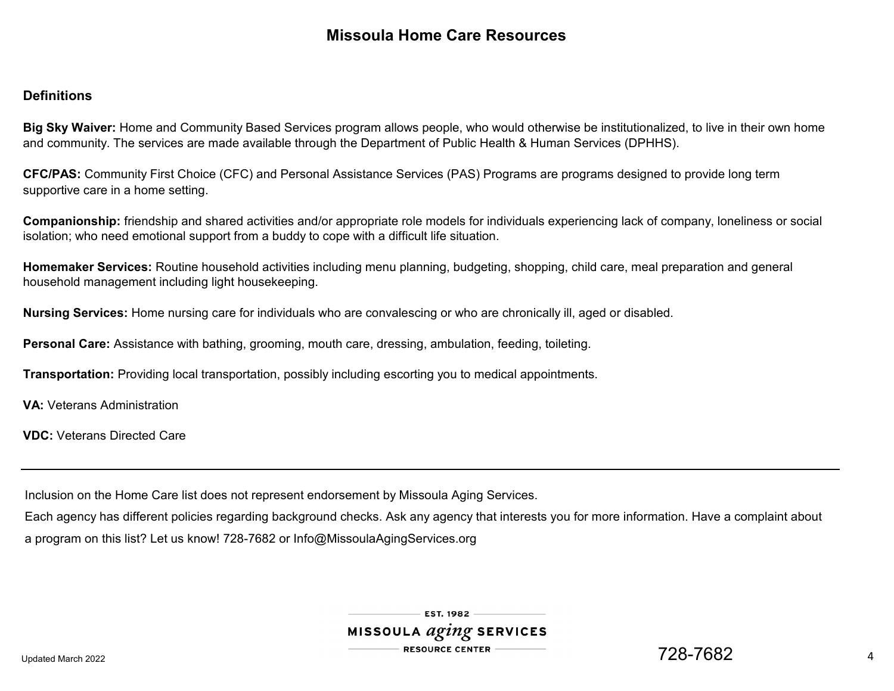# Missoula Home Care Resources

## Definitions

**Big Sky Waiver:** Home and Community Based Services program allows people, who would otherwise be institutionalized, to live in their own home and community. The services are made available through the Department of Public Health & Human Services (DPHHS).

**CFC/PAS:** Community First Choice (CFC) and Personal Assistance Services (PAS) Programs are programs designed to provide long term supportive care in a home setting.

**Companionship:** friendship and shared activities and/or appropriate role models for individuals experiencing lack of company, loneliness or social isolation; who need emotional support from a buddy to cope with a difficult life situation.

**Homemaker Services:** Routine household activities including menu planning, budgeting, shopping, child care, meal preparation and general household management including light housekeeping.

**Nursing Services:** Home nursing care for individuals who are convalescing or who are chronically ill, aged or disabled.

**Personal Care:** Assistance with bathing, grooming, mouth care, dressing, ambulation, feeding, toileting.

**Transportation:** Providing local transportation, possibly including escorting you to medical appointments.

**VA:** Veterans Administration

**VDC:** Veterans Directed Care

---

Inclusion on the Home Care list does not represent endorsement by Missoula Aging Services.

Each agency has different policies regarding background checks. Ask any agency that interests you for more information. Have a complaint about a program on this list? Let us know! 728-7682 or Info@MissoulaAgingServices.org

EST. 1982
MISSOULA *aging* SERVICES
RESOURCE CENTER

Updated March 2022

728-7682